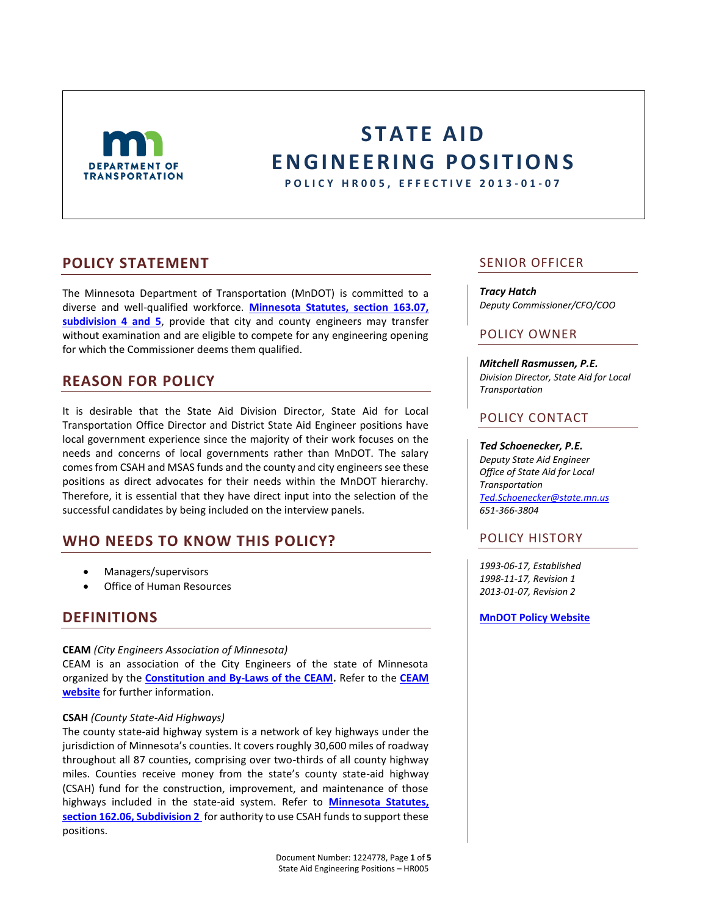# STATE AID ENGINEERING POSITIONS

**POLICY HR005, EFFECTIVE 2013-01-07**

## POLICY STATEMENT

The Minnesota Department of Transportation (MnDOT) is committed to a diverse and well-qualified workforce. **Minnesota Statutes, section 163.07, subdivision 4 and 5**, provide that city and county engineers may transfer without examination and are eligible to compete for any engineering opening for which the Commissioner deems them qualified.

## REASON FOR POLICY

It is desirable that the State Aid Division Director, State Aid for Local Transportation Office Director and District State Aid Engineer positions have local government experience since the majority of their work focuses on the needs and concerns of local governments rather than MnDOT. The salary comes from CSAH and MSAS funds and the county and city engineers see these positions as direct advocates for their needs within the MnDOT hierarchy. Therefore, it is essential that they have direct input into the selection of the successful candidates by being included on the interview panels.

## WHO NEEDS TO KNOW THIS POLICY?

- Managers/supervisors
- Office of Human Resources

## DEFINITIONS

**CEAM** *(City Engineers Association of Minnesota)*
CEAM is an association of the City Engineers of the state of Minnesota organized by the **Constitution and By-Laws of the CEAM.** Refer to the **CEAM website** for further information.

**CSAH** *(County State-Aid Highways)*
The county state-aid highway system is a network of key highways under the jurisdiction of Minnesota's counties. It covers roughly 30,600 miles of roadway throughout all 87 counties, comprising over two-thirds of all county highway miles. Counties receive money from the state's county state-aid highway (CSAH) fund for the construction, improvement, and maintenance of those highways included in the state-aid system. Refer to **Minnesota Statutes, section 162.06, Subdivision 2** for authority to use CSAH funds to support these positions.

## SENIOR OFFICER

***Tracy Hatch***
*Deputy Commissioner/CFO/COO*

## POLICY OWNER

***Mitchell Rasmussen, P.E.***
*Division Director, State Aid for Local Transportation*

## POLICY CONTACT

***Ted Schoenecker, P.E.***
*Deputy State Aid Engineer*
*Office of State Aid for Local Transportation*
*Ted.Schoenecker@state.mn.us*
*651-366-3804*

## POLICY HISTORY

*1993-06-17, Established*
*1998-11-17, Revision 1*
*2013-01-07, Revision 2*

**MnDOT Policy Website**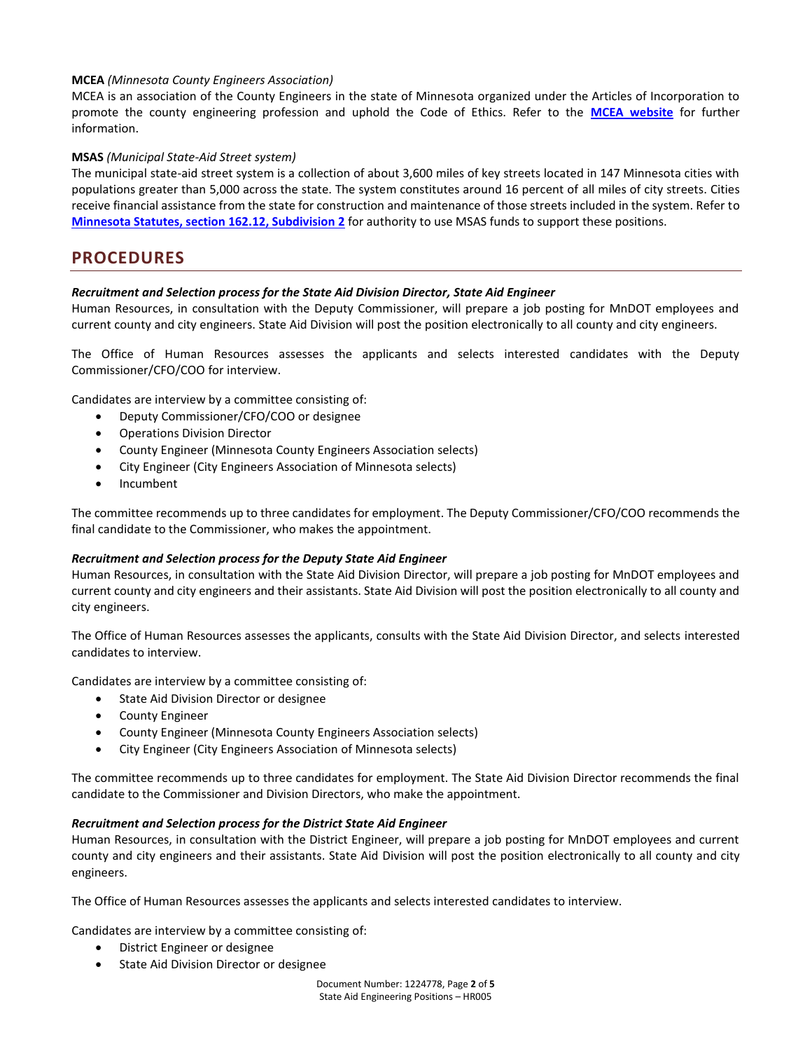**MCEA** *(Minnesota County Engineers Association)*
MCEA is an association of the County Engineers in the state of Minnesota organized under the Articles of Incorporation to promote the county engineering profession and uphold the Code of Ethics. Refer to the **MCEA website** for further information.

**MSAS** *(Municipal State-Aid Street system)*
The municipal state-aid street system is a collection of about 3,600 miles of key streets located in 147 Minnesota cities with populations greater than 5,000 across the state. The system constitutes around 16 percent of all miles of city streets. Cities receive financial assistance from the state for construction and maintenance of those streets included in the system. Refer to **Minnesota Statutes, section 162.12, Subdivision 2** for authority to use MSAS funds to support these positions.

## PROCEDURES

***Recruitment and Selection process for the State Aid Division Director, State Aid Engineer***
Human Resources, in consultation with the Deputy Commissioner, will prepare a job posting for MnDOT employees and current county and city engineers. State Aid Division will post the position electronically to all county and city engineers.

The Office of Human Resources assesses the applicants and selects interested candidates with the Deputy Commissioner/CFO/COO for interview.

Candidates are interview by a committee consisting of:

- Deputy Commissioner/CFO/COO or designee
- Operations Division Director
- County Engineer (Minnesota County Engineers Association selects)
- City Engineer (City Engineers Association of Minnesota selects)
- Incumbent

The committee recommends up to three candidates for employment. The Deputy Commissioner/CFO/COO recommends the final candidate to the Commissioner, who makes the appointment.

***Recruitment and Selection process for the Deputy State Aid Engineer***
Human Resources, in consultation with the State Aid Division Director, will prepare a job posting for MnDOT employees and current county and city engineers and their assistants. State Aid Division will post the position electronically to all county and city engineers.

The Office of Human Resources assesses the applicants, consults with the State Aid Division Director, and selects interested candidates to interview.

Candidates are interview by a committee consisting of:

- State Aid Division Director or designee
- County Engineer
- County Engineer (Minnesota County Engineers Association selects)
- City Engineer (City Engineers Association of Minnesota selects)

The committee recommends up to three candidates for employment. The State Aid Division Director recommends the final candidate to the Commissioner and Division Directors, who make the appointment.

***Recruitment and Selection process for the District State Aid Engineer***
Human Resources, in consultation with the District Engineer, will prepare a job posting for MnDOT employees and current county and city engineers and their assistants. State Aid Division will post the position electronically to all county and city engineers.

The Office of Human Resources assesses the applicants and selects interested candidates to interview.

Candidates are interview by a committee consisting of:

- District Engineer or designee
- State Aid Division Director or designee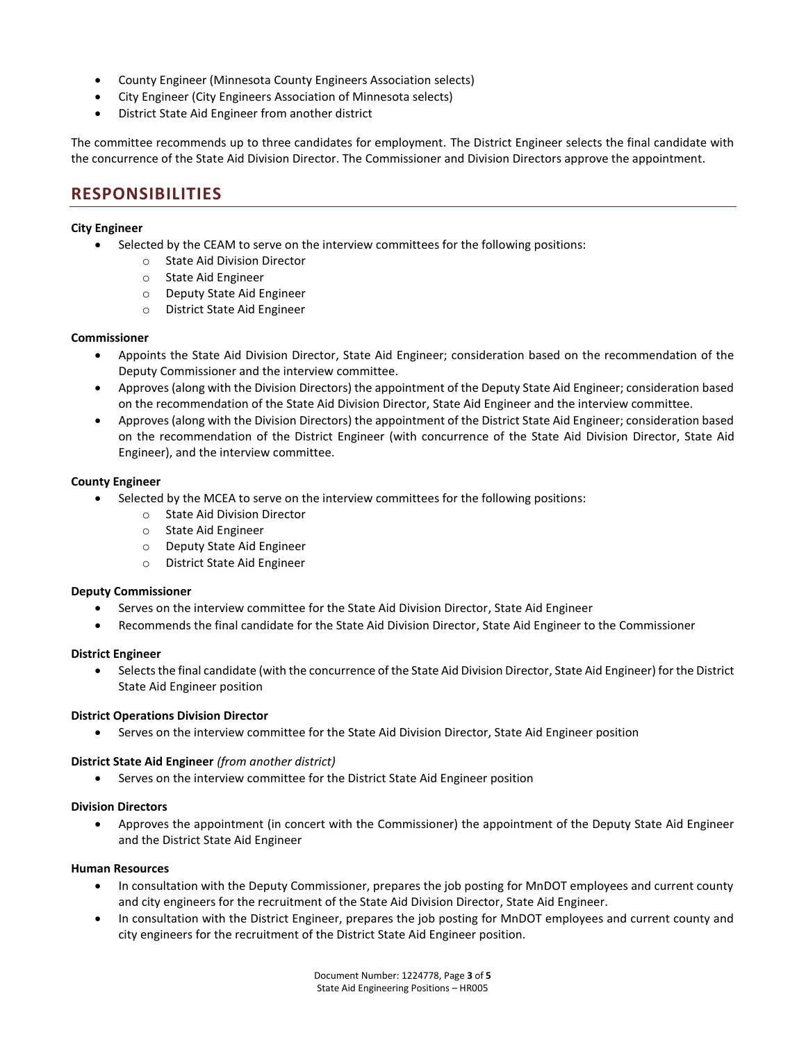- County Engineer (Minnesota County Engineers Association selects)
- City Engineer (City Engineers Association of Minnesota selects)
- District State Aid Engineer from another district

The committee recommends up to three candidates for employment. The District Engineer selects the final candidate with the concurrence of the State Aid Division Director. The Commissioner and Division Directors approve the appointment.

## RESPONSIBILITIES

**City Engineer**

- Selected by the CEAM to serve on the interview committees for the following positions:
  - State Aid Division Director
  - State Aid Engineer
  - Deputy State Aid Engineer
  - District State Aid Engineer

**Commissioner**

- Appoints the State Aid Division Director, State Aid Engineer; consideration based on the recommendation of the Deputy Commissioner and the interview committee.
- Approves (along with the Division Directors) the appointment of the Deputy State Aid Engineer; consideration based on the recommendation of the State Aid Division Director, State Aid Engineer and the interview committee.
- Approves (along with the Division Directors) the appointment of the District State Aid Engineer; consideration based on the recommendation of the District Engineer (with concurrence of the State Aid Division Director, State Aid Engineer), and the interview committee.

**County Engineer**

- Selected by the MCEA to serve on the interview committees for the following positions:
  - State Aid Division Director
  - State Aid Engineer
  - Deputy State Aid Engineer
  - District State Aid Engineer

**Deputy Commissioner**

- Serves on the interview committee for the State Aid Division Director, State Aid Engineer
- Recommends the final candidate for the State Aid Division Director, State Aid Engineer to the Commissioner

**District Engineer**

- Selects the final candidate (with the concurrence of the State Aid Division Director, State Aid Engineer) for the District State Aid Engineer position

**District Operations Division Director**

- Serves on the interview committee for the State Aid Division Director, State Aid Engineer position

**District State Aid Engineer** *(from another district)*

- Serves on the interview committee for the District State Aid Engineer position

**Division Directors**

- Approves the appointment (in concert with the Commissioner) the appointment of the Deputy State Aid Engineer and the District State Aid Engineer

**Human Resources**

- In consultation with the Deputy Commissioner, prepares the job posting for MnDOT employees and current county and city engineers for the recruitment of the State Aid Division Director, State Aid Engineer.
- In consultation with the District Engineer, prepares the job posting for MnDOT employees and current county and city engineers for the recruitment of the District State Aid Engineer position.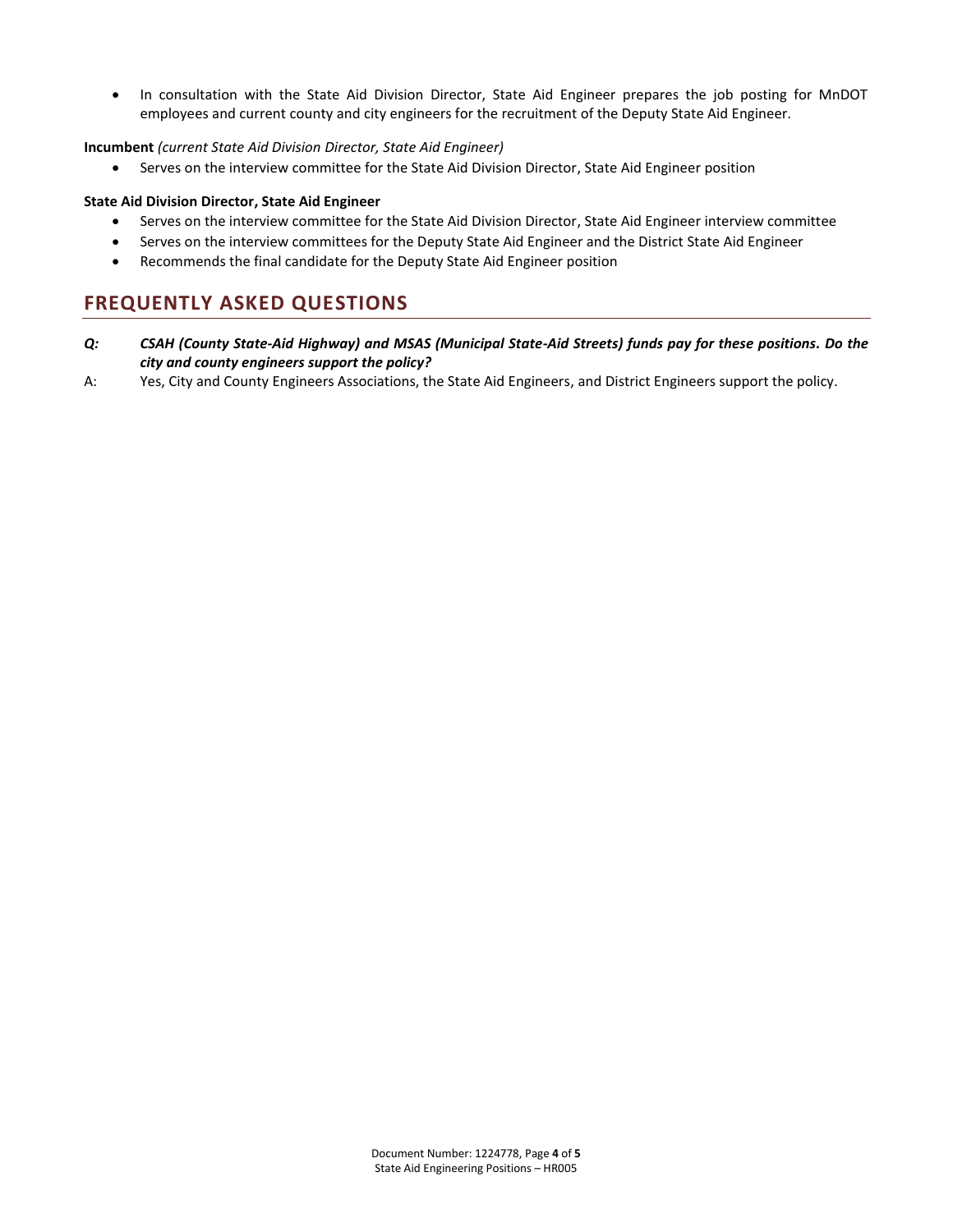- In consultation with the State Aid Division Director, State Aid Engineer prepares the job posting for MnDOT employees and current county and city engineers for the recruitment of the Deputy State Aid Engineer.

**Incumbent** *(current State Aid Division Director, State Aid Engineer)*

- Serves on the interview committee for the State Aid Division Director, State Aid Engineer position

**State Aid Division Director, State Aid Engineer**

- Serves on the interview committee for the State Aid Division Director, State Aid Engineer interview committee
- Serves on the interview committees for the Deputy State Aid Engineer and the District State Aid Engineer
- Recommends the final candidate for the Deputy State Aid Engineer position

## FREQUENTLY ASKED QUESTIONS

***Q: CSAH (County State-Aid Highway) and MSAS (Municipal State-Aid Streets) funds pay for these positions. Do the city and county engineers support the policy?***

A: Yes, City and County Engineers Associations, the State Aid Engineers, and District Engineers support the policy.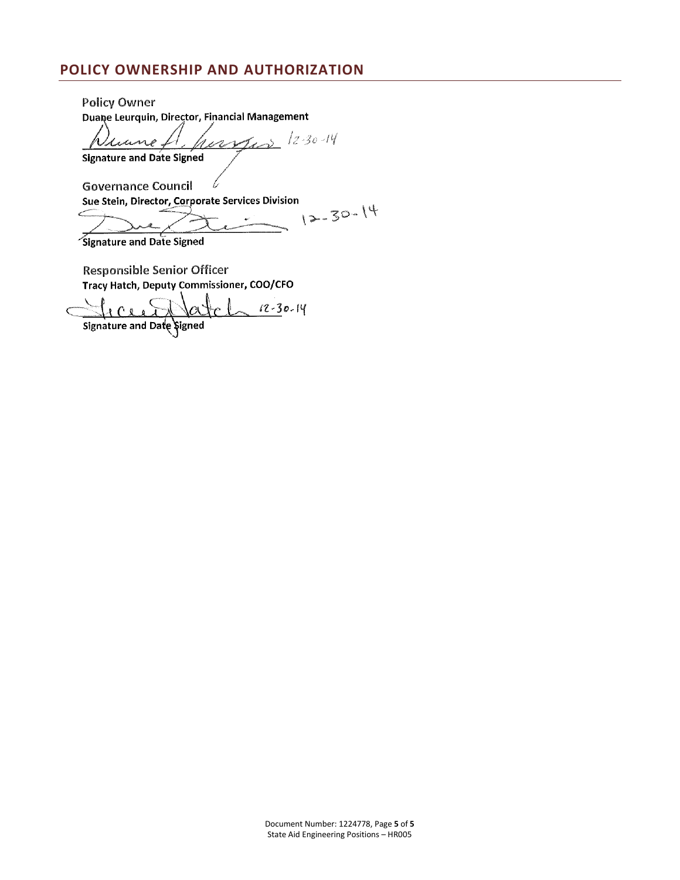## POLICY OWNERSHIP AND AUTHORIZATION

Policy Owner

**Duane Leurquin, Director, Financial Management**

12-30-14

**Signature and Date Signed**

Governance Council

**Sue Stein, Director, Corporate Services Division**

12-30-14

**Signature and Date Signed**

Responsible Senior Officer

**Tracy Hatch, Deputy Commissioner, COO/CFO**

12-30-14

**Signature and Date Signed**